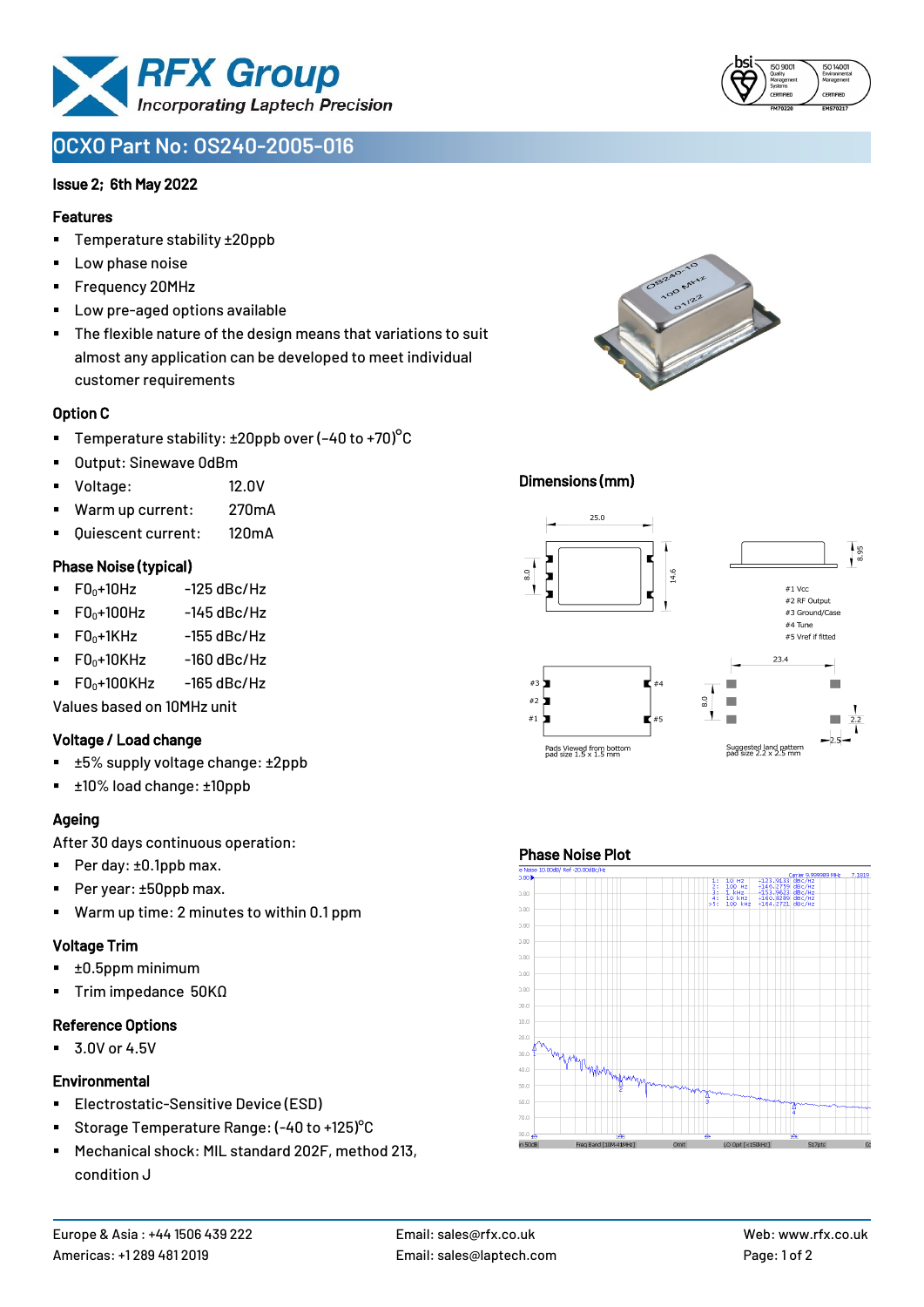# OCXO Part No: OS240-2005-016

**Issue 2; 6th May 2022**

### Features

- Temperature stability ±20ppb
- Low phase noise
- Frequency 20MHz
- Low pre-aged options available
- The flexible nature of the design means that variations to suit almost any application can be developed to meet individual customer requirements

### Option C

- Temperature stability: ±20ppb over (-40 to +70)°C
- Output: Sinewave 0dBm
- Voltage: 12.0V
- Warm up current: 270mA
- Quiescent current: 120mA

### Phase Noise (typical)

- $F0_0$+10Hz -125 dBc/Hz
- $F0_0$+100Hz -145 dBc/Hz
- $F0_0$+1KHz -155 dBc/Hz
- $F0_0$+10KHz -160 dBc/Hz
- $F0_0$+100KHz -165 dBc/Hz

Values based on 10MHz unit

### Voltage / Load change

- ±5% supply voltage change: ±2ppb
- ±10% load change: ±10ppb

### Ageing

After 30 days continuous operation:

- Per day: ±0.1ppb max.
- Per year: ±50ppb max.
- Warm up time: 2 minutes to within 0.1 ppm

### Voltage Trim

- ±0.5ppm minimum
- Trim impedance 50KΩ

### Reference Options

- 3.0V or 4.5V

### Environmental

- Electrostatic-Sensitive Device (ESD)
- Storage Temperature Range: (-40 to +125)°C
- Mechanical shock: MIL standard 202F, method 213, condition J

### Dimensions (mm)

25.0, 14.6, 8.0, 8.95

#1 Vcc
#2 RF Output
#3 Ground/Case
#4 Tune
#5 Vref if fitted

23.4, 8.0, 2.2, 2.5

Pads Viewed from bottom
pad size 1.5 x 1.5 mm

Suggested land pattern
pad size 2.2 x 2.5 mm

### Phase Noise Plot

1: 10 Hz -123.9133 dBc/Hz
2: 100 Hz -146.2759 dBc/Hz
3: 1 kHz -153.9623 dBc/Hz
4: 10 kHz -160.8289 dBc/Hz
>5: 100 kHz -164.2721 dBc/Hz

Europe & Asia : +44 1506 439 222
Americas: +1 289 481 2019
Email: sales@rfx.co.uk
Email: sales@laptech.com
Web: www.rfx.co.uk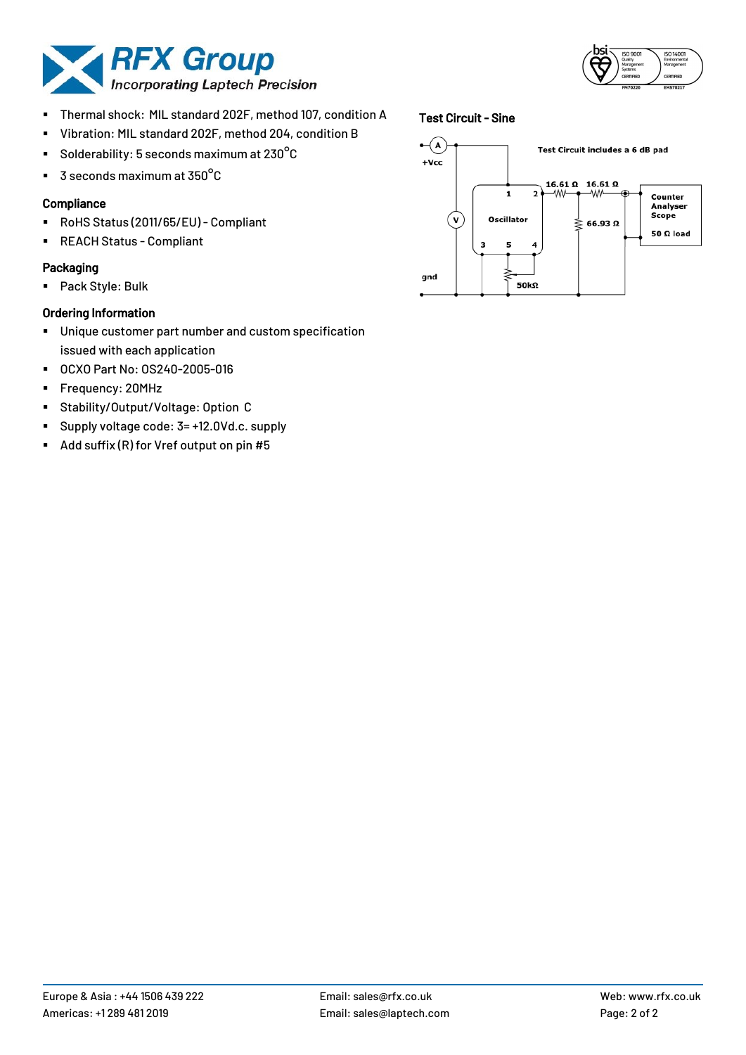- Thermal shock: MIL standard 202F, method 107, condition A
- Vibration: MIL standard 202F, method 204, condition B
- Solderability: 5 seconds maximum at 230°C
- 3 seconds maximum at 350°C

### Compliance

- RoHS Status (2011/65/EU) - Compliant
- REACH Status - Compliant

### Packaging

- Pack Style: Bulk

### Ordering Information

- Unique customer part number and custom specification issued with each application
- OCXO Part No: OS240-2005-016
- Frequency: 20MHz
- Stability/Output/Voltage: Option C
- Supply voltage code: 3= +12.0Vd.c. supply
- Add suffix (R) for Vref output on pin #5

### Test Circuit - Sine

Test Circuit includes a 6 dB pad

A
+Vcc
V
gnd
1
2
Oscillator
3
5
4
50kΩ
16.61 Ω
16.61 Ω
66.93 Ω
Counter
Analyser
Scope
50 Ω load